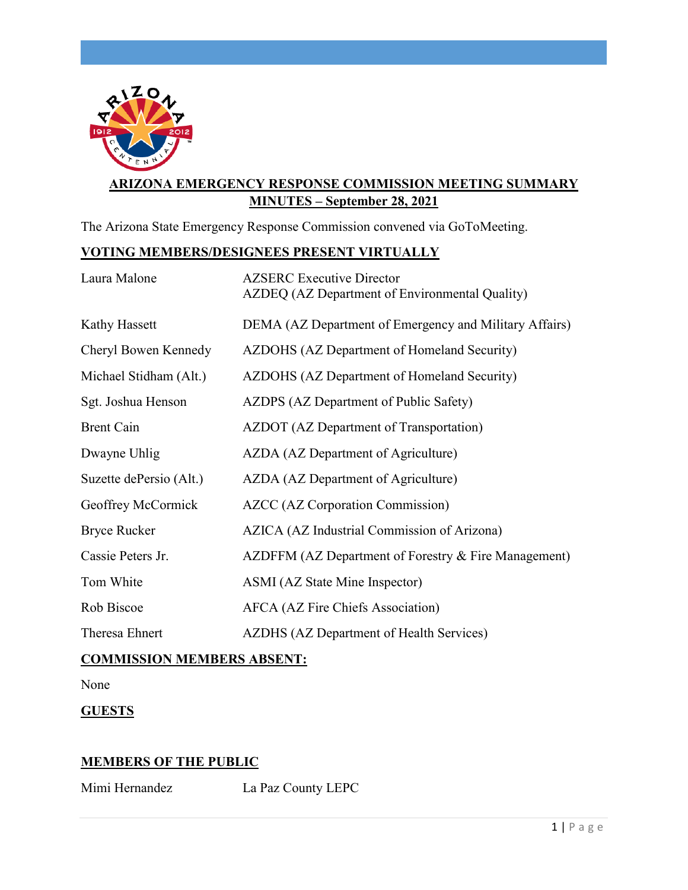# ARIZONA EMERGENCY RESPONSE COMMISSION MEETING SUMMARY MINUTES – September 28, 2021

The Arizona State Emergency Response Commission convened via GoToMeeting.

## VOTING MEMBERS/DESIGNEES PRESENT VIRTUALLY

| | |
|---|---|
| Laura Malone | AZSERC Executive Director<br>AZDEQ (AZ Department of Environmental Quality) |
| Kathy Hassett | DEMA (AZ Department of Emergency and Military Affairs) |
| Cheryl Bowen Kennedy | AZDOHS (AZ Department of Homeland Security) |
| Michael Stidham (Alt.) | AZDOHS (AZ Department of Homeland Security) |
| Sgt. Joshua Henson | AZDPS (AZ Department of Public Safety) |
| Brent Cain | AZDOT (AZ Department of Transportation) |
| Dwayne Uhlig | AZDA (AZ Department of Agriculture) |
| Suzette dePersio (Alt.) | AZDA (AZ Department of Agriculture) |
| Geoffrey McCormick | AZCC (AZ Corporation Commission) |
| Bryce Rucker | AZICA (AZ Industrial Commission of Arizona) |
| Cassie Peters Jr. | AZDFFM (AZ Department of Forestry & Fire Management) |
| Tom White | ASMI (AZ State Mine Inspector) |
| Rob Biscoe | AFCA (AZ Fire Chiefs Association) |
| Theresa Ehnert | AZDHS (AZ Department of Health Services) |

## COMMISSION MEMBERS ABSENT:

None

## GUESTS

## MEMBERS OF THE PUBLIC

| | |
|---|---|
| Mimi Hernandez | La Paz County LEPC |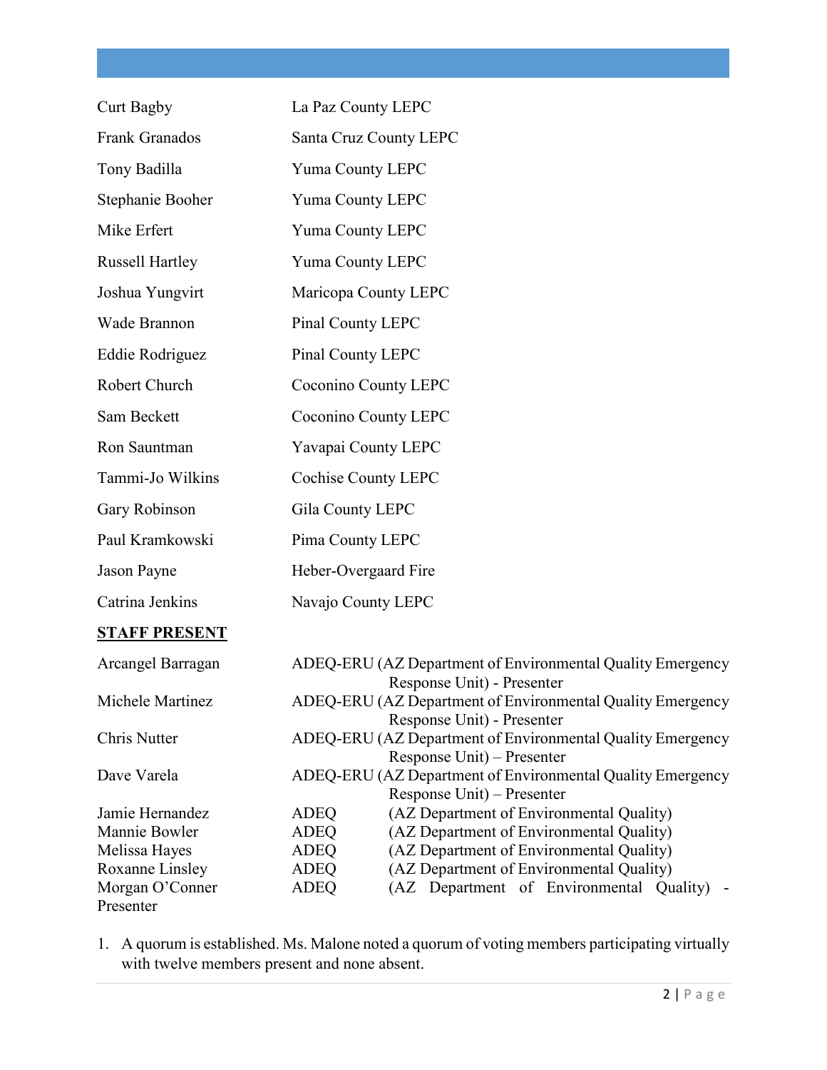| | |
|---|---|
| Curt Bagby | La Paz County LEPC |
| Frank Granados | Santa Cruz County LEPC |
| Tony Badilla | Yuma County LEPC |
| Stephanie Booher | Yuma County LEPC |
| Mike Erfert | Yuma County LEPC |
| Russell Hartley | Yuma County LEPC |
| Joshua Yungvirt | Maricopa County LEPC |
| Wade Brannon | Pinal County LEPC |
| Eddie Rodriguez | Pinal County LEPC |
| Robert Church | Coconino County LEPC |
| Sam Beckett | Coconino County LEPC |
| Ron Sauntman | Yavapai County LEPC |
| Tammi-Jo Wilkins | Cochise County LEPC |
| Gary Robinson | Gila County LEPC |
| Paul Kramkowski | Pima County LEPC |
| Jason Payne | Heber-Overgaard Fire |
| Catrina Jenkins | Navajo County LEPC |

**STAFF PRESENT**

| | |
|---|---|
| Arcangel Barragan | ADEQ-ERU (AZ Department of Environmental Quality Emergency Response Unit) - Presenter |
| Michele Martinez | ADEQ-ERU (AZ Department of Environmental Quality Emergency Response Unit) - Presenter |
| Chris Nutter | ADEQ-ERU (AZ Department of Environmental Quality Emergency Response Unit) – Presenter |
| Dave Varela | ADEQ-ERU (AZ Department of Environmental Quality Emergency Response Unit) – Presenter |
| Jamie Hernandez | ADEQ (AZ Department of Environmental Quality) |
| Mannie Bowler | ADEQ (AZ Department of Environmental Quality) |
| Melissa Hayes | ADEQ (AZ Department of Environmental Quality) |
| Roxanne Linsley | ADEQ (AZ Department of Environmental Quality) |
| Morgan O'Conner Presenter | ADEQ (AZ Department of Environmental Quality) - |

1. A quorum is established. Ms. Malone noted a quorum of voting members participating virtually with twelve members present and none absent.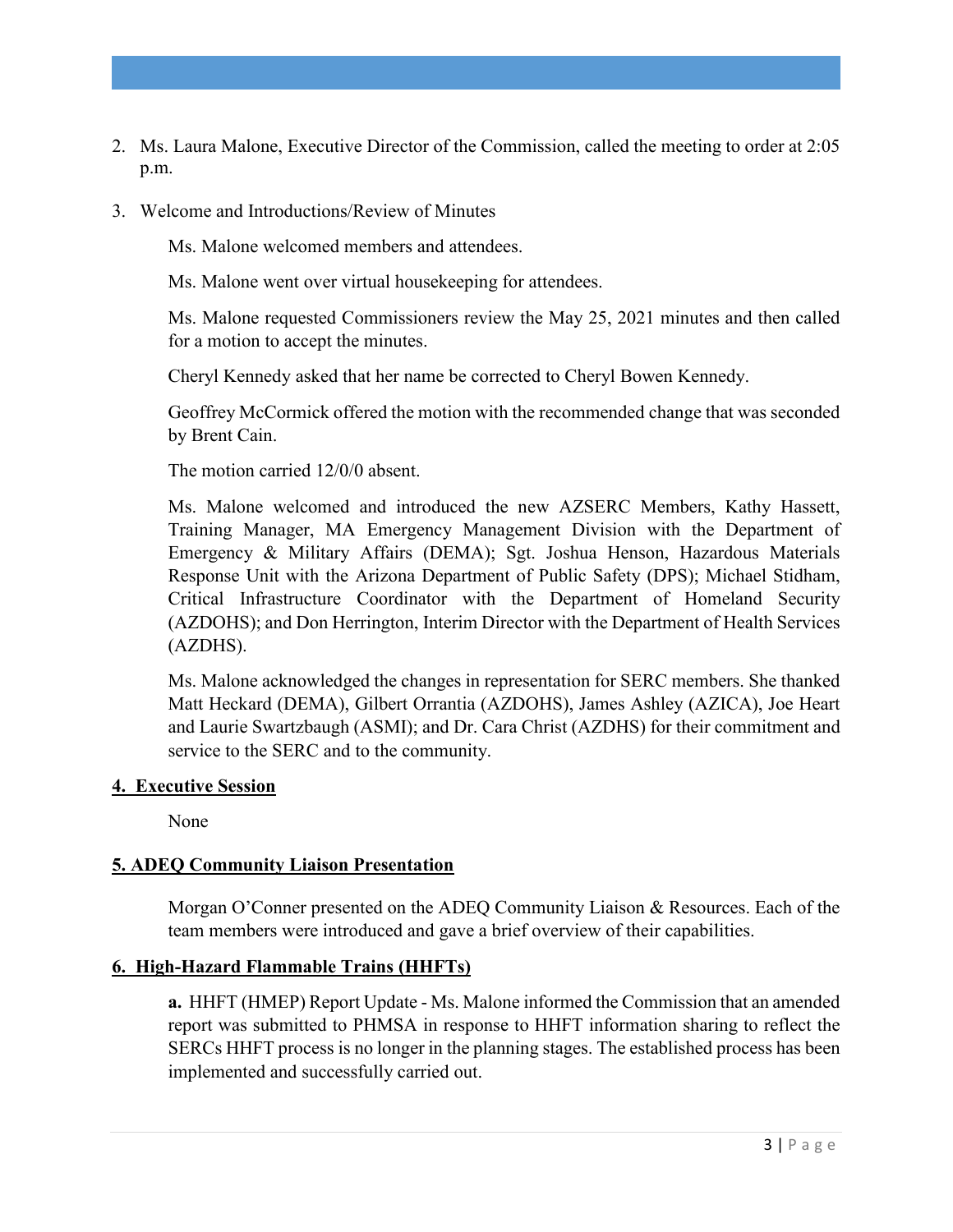2. Ms. Laura Malone, Executive Director of the Commission, called the meeting to order at 2:05 p.m.

3. Welcome and Introductions/Review of Minutes

   Ms. Malone welcomed members and attendees.

   Ms. Malone went over virtual housekeeping for attendees.

   Ms. Malone requested Commissioners review the May 25, 2021 minutes and then called for a motion to accept the minutes.

   Cheryl Kennedy asked that her name be corrected to Cheryl Bowen Kennedy.

   Geoffrey McCormick offered the motion with the recommended change that was seconded by Brent Cain.

   The motion carried 12/0/0 absent.

   Ms. Malone welcomed and introduced the new AZSERC Members, Kathy Hassett, Training Manager, MA Emergency Management Division with the Department of Emergency & Military Affairs (DEMA); Sgt. Joshua Henson, Hazardous Materials Response Unit with the Arizona Department of Public Safety (DPS); Michael Stidham, Critical Infrastructure Coordinator with the Department of Homeland Security (AZDOHS); and Don Herrington, Interim Director with the Department of Health Services (AZDHS).

   Ms. Malone acknowledged the changes in representation for SERC members. She thanked Matt Heckard (DEMA), Gilbert Orrantia (AZDOHS), James Ashley (AZICA), Joe Heart and Laurie Swartzbaugh (ASMI); and Dr. Cara Christ (AZDHS) for their commitment and service to the SERC and to the community.

## 4. Executive Session

None

## 5. ADEQ Community Liaison Presentation

Morgan O'Conner presented on the ADEQ Community Liaison & Resources. Each of the team members were introduced and gave a brief overview of their capabilities.

## 6. High-Hazard Flammable Trains (HHFTs)

**a.** HHFT (HMEP) Report Update - Ms. Malone informed the Commission that an amended report was submitted to PHMSA in response to HHFT information sharing to reflect the SERCs HHFT process is no longer in the planning stages. The established process has been implemented and successfully carried out.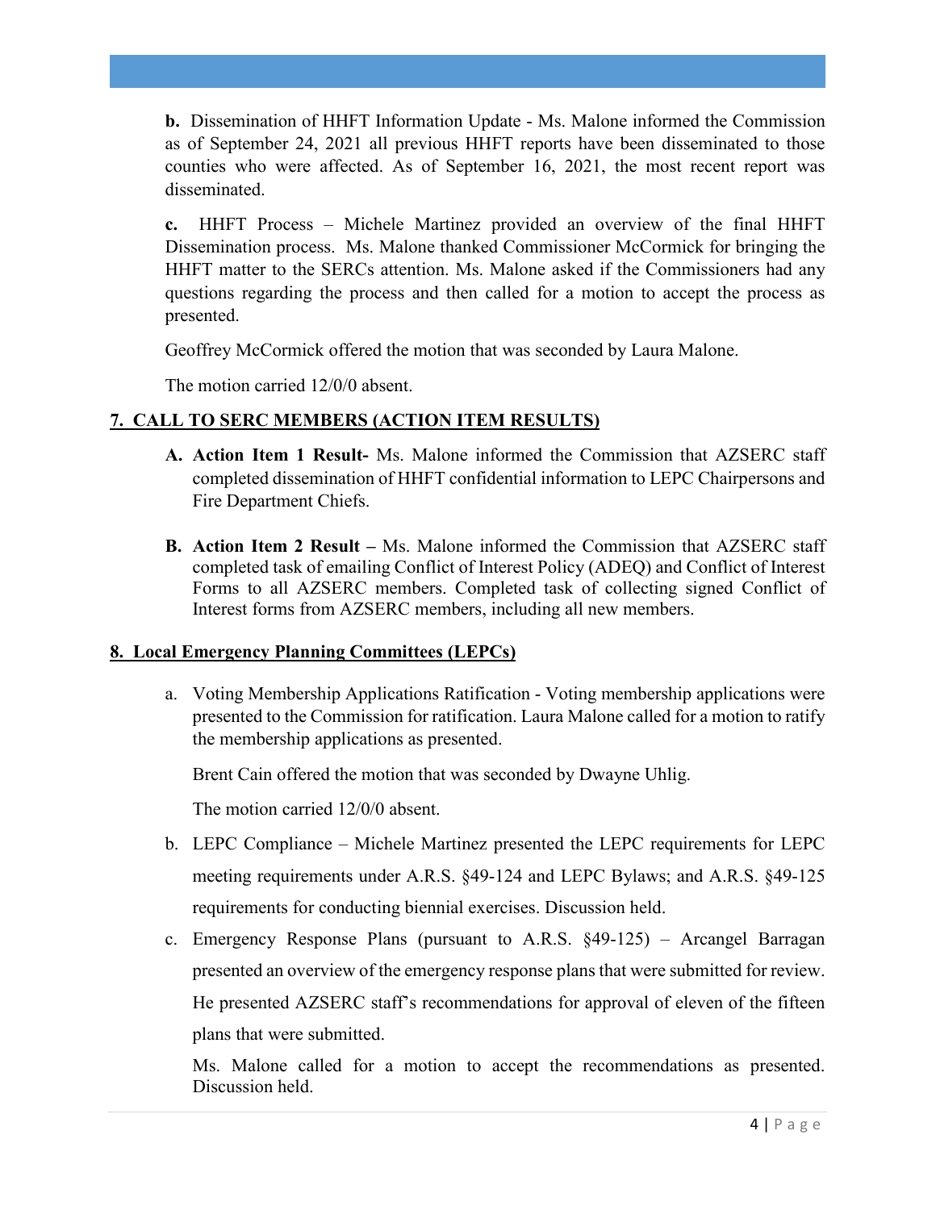**b.** Dissemination of HHFT Information Update - Ms. Malone informed the Commission as of September 24, 2021 all previous HHFT reports have been disseminated to those counties who were affected. As of September 16, 2021, the most recent report was disseminated.

**c.** HHFT Process – Michele Martinez provided an overview of the final HHFT Dissemination process. Ms. Malone thanked Commissioner McCormick for bringing the HHFT matter to the SERCs attention. Ms. Malone asked if the Commissioners had any questions regarding the process and then called for a motion to accept the process as presented.

Geoffrey McCormick offered the motion that was seconded by Laura Malone.

The motion carried 12/0/0 absent.

## 7. CALL TO SERC MEMBERS (ACTION ITEM RESULTS)

**A. Action Item 1 Result-** Ms. Malone informed the Commission that AZSERC staff completed dissemination of HHFT confidential information to LEPC Chairpersons and Fire Department Chiefs.

**B. Action Item 2 Result –** Ms. Malone informed the Commission that AZSERC staff completed task of emailing Conflict of Interest Policy (ADEQ) and Conflict of Interest Forms to all AZSERC members. Completed task of collecting signed Conflict of Interest forms from AZSERC members, including all new members.

## 8. Local Emergency Planning Committees (LEPCs)

a. Voting Membership Applications Ratification - Voting membership applications were presented to the Commission for ratification. Laura Malone called for a motion to ratify the membership applications as presented.

Brent Cain offered the motion that was seconded by Dwayne Uhlig.

The motion carried 12/0/0 absent.

b. LEPC Compliance – Michele Martinez presented the LEPC requirements for LEPC meeting requirements under A.R.S. §49-124 and LEPC Bylaws; and A.R.S. §49-125 requirements for conducting biennial exercises. Discussion held.

c. Emergency Response Plans (pursuant to A.R.S. §49-125) – Arcangel Barragan presented an overview of the emergency response plans that were submitted for review. He presented AZSERC staff's recommendations for approval of eleven of the fifteen plans that were submitted.

Ms. Malone called for a motion to accept the recommendations as presented. Discussion held.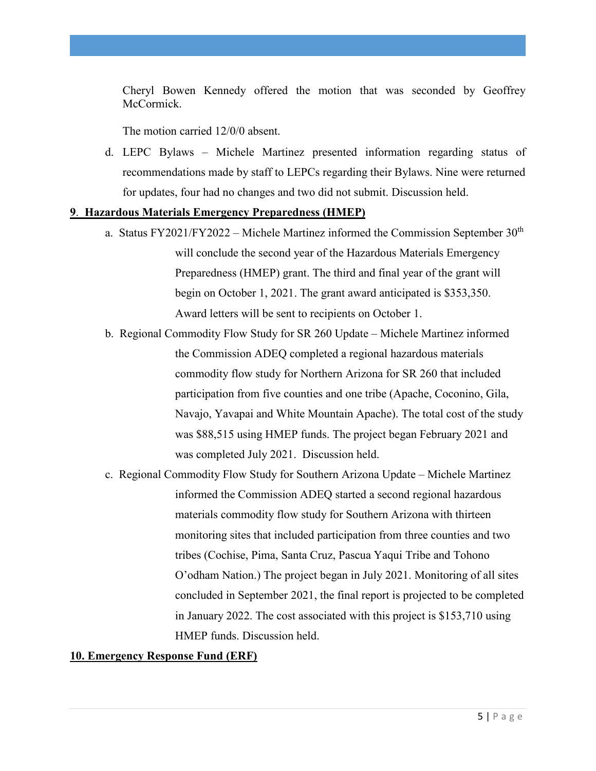Cheryl Bowen Kennedy offered the motion that was seconded by Geoffrey McCormick.

The motion carried 12/0/0 absent.

d. LEPC Bylaws – Michele Martinez presented information regarding status of recommendations made by staff to LEPCs regarding their Bylaws. Nine were returned for updates, four had no changes and two did not submit. Discussion held.

**9. Hazardous Materials Emergency Preparedness (HMEP)**

a. Status FY2021/FY2022 – Michele Martinez informed the Commission September 30th will conclude the second year of the Hazardous Materials Emergency Preparedness (HMEP) grant. The third and final year of the grant will begin on October 1, 2021. The grant award anticipated is $353,350. Award letters will be sent to recipients on October 1.

b. Regional Commodity Flow Study for SR 260 Update – Michele Martinez informed the Commission ADEQ completed a regional hazardous materials commodity flow study for Northern Arizona for SR 260 that included participation from five counties and one tribe (Apache, Coconino, Gila, Navajo, Yavapai and White Mountain Apache). The total cost of the study was $88,515 using HMEP funds. The project began February 2021 and was completed July 2021. Discussion held.

c. Regional Commodity Flow Study for Southern Arizona Update – Michele Martinez informed the Commission ADEQ started a second regional hazardous materials commodity flow study for Southern Arizona with thirteen monitoring sites that included participation from three counties and two tribes (Cochise, Pima, Santa Cruz, Pascua Yaqui Tribe and Tohono O'odham Nation.) The project began in July 2021. Monitoring of all sites concluded in September 2021, the final report is projected to be completed in January 2022. The cost associated with this project is $153,710 using HMEP funds. Discussion held.

**10. Emergency Response Fund (ERF)**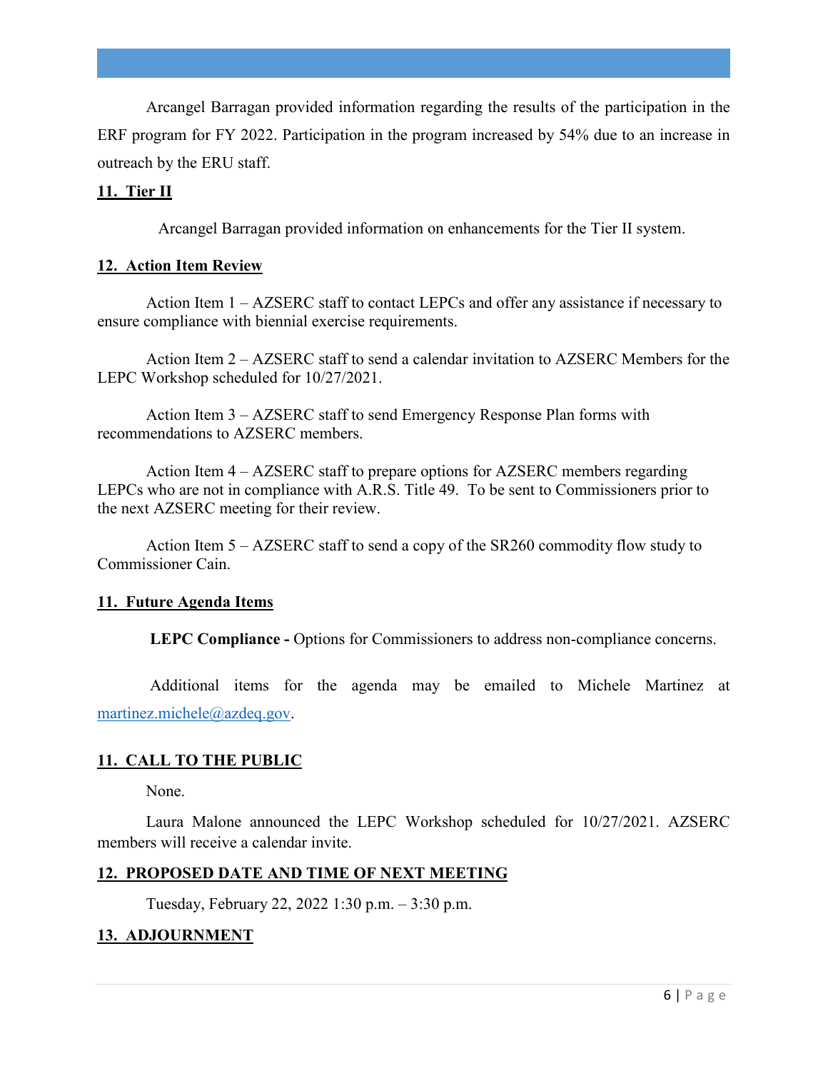Arcangel Barragan provided information regarding the results of the participation in the ERF program for FY 2022. Participation in the program increased by 54% due to an increase in outreach by the ERU staff.

## 11. Tier II

Arcangel Barragan provided information on enhancements for the Tier II system.

## 12. Action Item Review

Action Item 1 – AZSERC staff to contact LEPCs and offer any assistance if necessary to ensure compliance with biennial exercise requirements.

Action Item 2 – AZSERC staff to send a calendar invitation to AZSERC Members for the LEPC Workshop scheduled for 10/27/2021.

Action Item 3 – AZSERC staff to send Emergency Response Plan forms with recommendations to AZSERC members.

Action Item 4 – AZSERC staff to prepare options for AZSERC members regarding LEPCs who are not in compliance with A.R.S. Title 49. To be sent to Commissioners prior to the next AZSERC meeting for their review.

Action Item 5 – AZSERC staff to send a copy of the SR260 commodity flow study to Commissioner Cain.

## 11. Future Agenda Items

**LEPC Compliance -** Options for Commissioners to address non-compliance concerns.

Additional items for the agenda may be emailed to Michele Martinez at martinez.michele@azdeq.gov.

## 11. CALL TO THE PUBLIC

None.

Laura Malone announced the LEPC Workshop scheduled for 10/27/2021. AZSERC members will receive a calendar invite.

## 12. PROPOSED DATE AND TIME OF NEXT MEETING

Tuesday, February 22, 2022 1:30 p.m. – 3:30 p.m.

## 13. ADJOURNMENT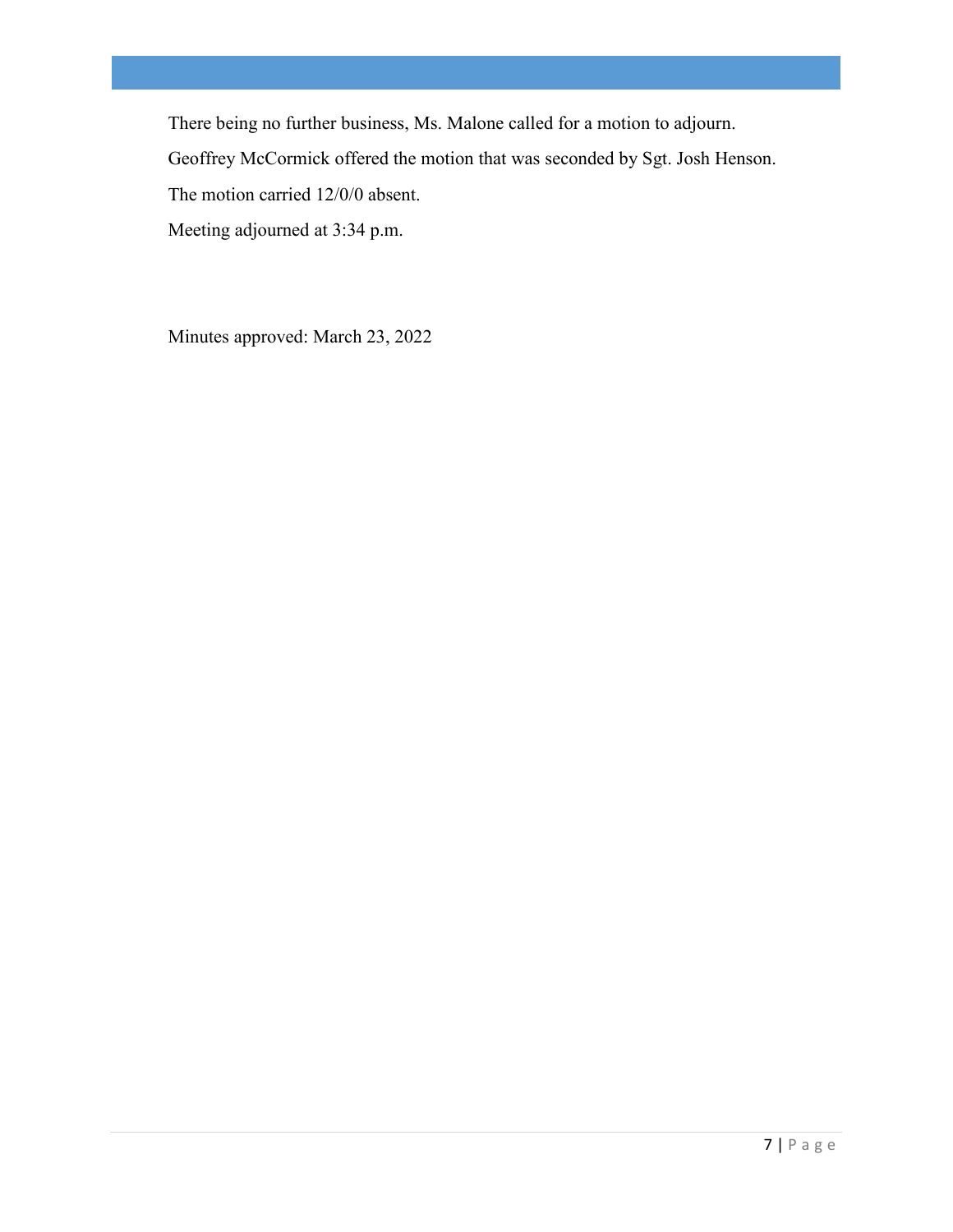There being no further business, Ms. Malone called for a motion to adjourn.

Geoffrey McCormick offered the motion that was seconded by Sgt. Josh Henson.

The motion carried 12/0/0 absent.

Meeting adjourned at 3:34 p.m.

Minutes approved: March 23, 2022